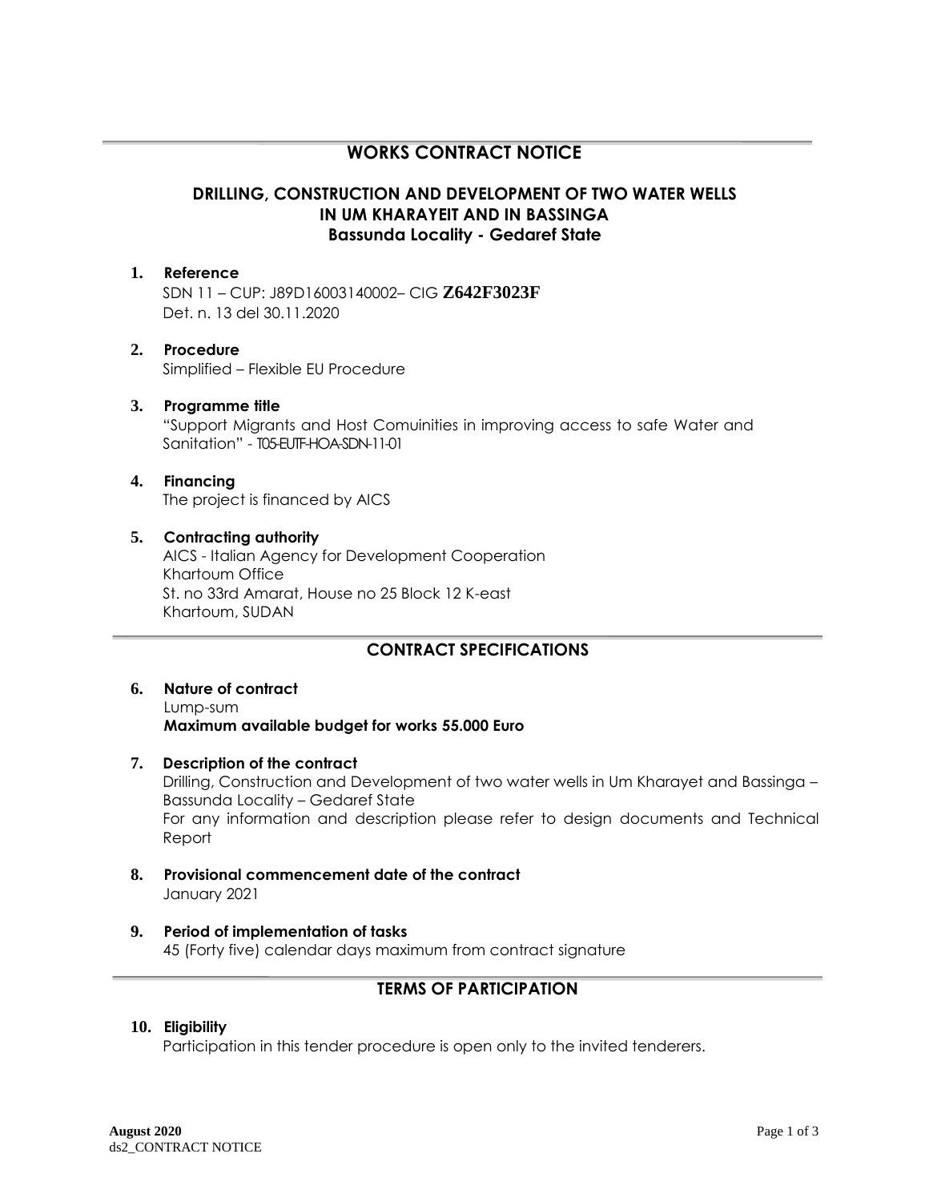# WORKS CONTRACT NOTICE

## DRILLING, CONSTRUCTION AND DEVELOPMENT OF TWO WATER WELLS IN UM KHARAYEIT AND IN BASSINGA Bassunda Locality - Gedaref State

**1. Reference**

SDN 11 – CUP: J89D16003140002– CIG **Z642F3023F**
Det. n. 13 del 30.11.2020

**2. Procedure**

Simplified – Flexible EU Procedure

**3. Programme title**

"Support Migrants and Host Comuinities in improving access to safe Water and Sanitation" - T05-EUTF-HOA-SDN-11-01

**4. Financing**

The project is financed by AICS

**5. Contracting authority**

AICS - Italian Agency for Development Cooperation
Khartoum Office
St. no 33rd Amarat, House no 25 Block 12 K-east
Khartoum, SUDAN

## CONTRACT SPECIFICATIONS

**6. Nature of contract**

Lump-sum
**Maximum available budget for works 55.000 Euro**

**7. Description of the contract**

Drilling, Construction and Development of two water wells in Um Kharayet and Bassinga – Bassunda Locality – Gedaref State
For any information and description please refer to design documents and Technical Report

**8. Provisional commencement date of the contract**

January 2021

**9. Period of implementation of tasks**

45 (Forty five) calendar days maximum from contract signature

## TERMS OF PARTICIPATION

**10. Eligibility**

Participation in this tender procedure is open only to the invited tenderers.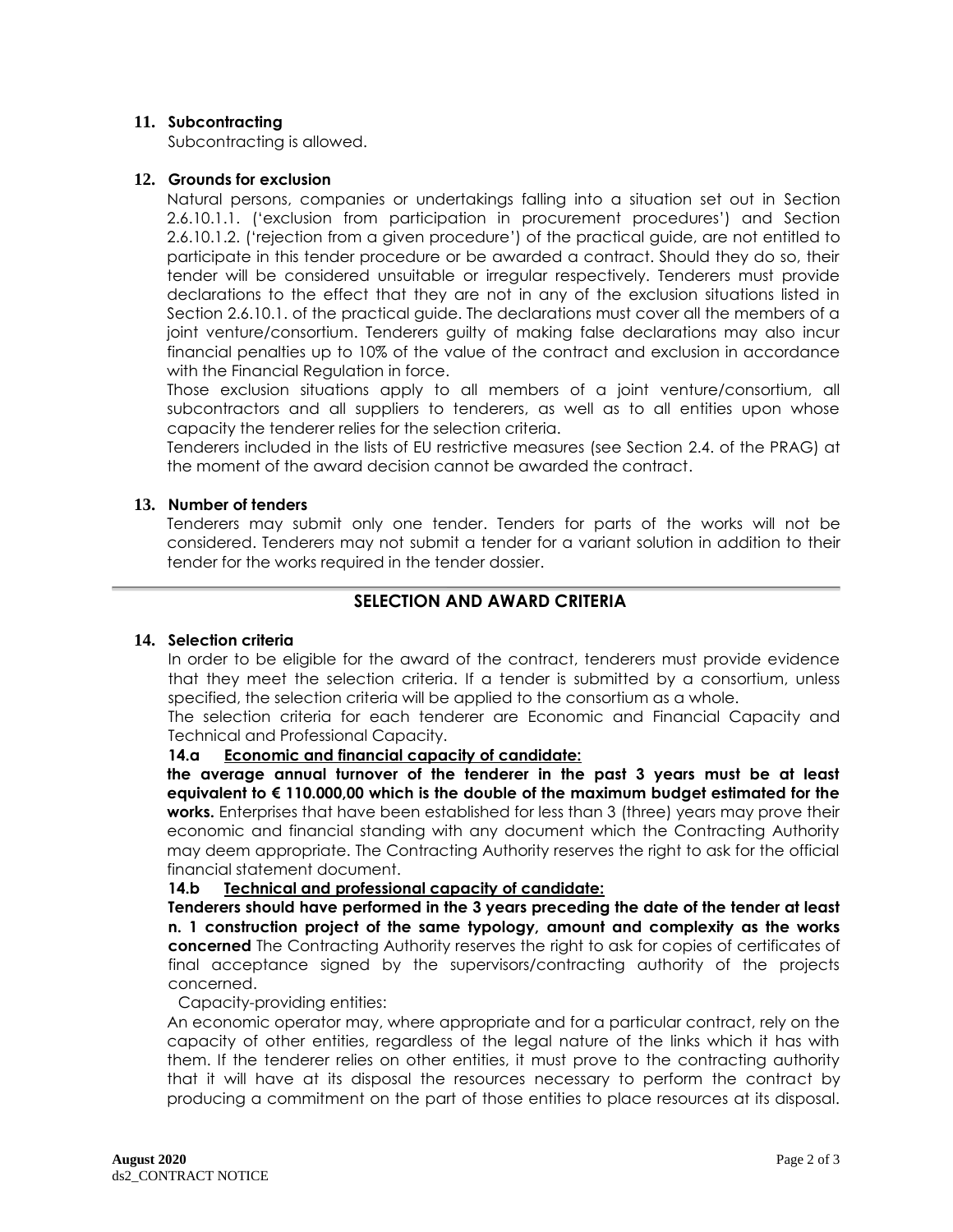**11. Subcontracting**

Subcontracting is allowed.

**12. Grounds for exclusion**

Natural persons, companies or undertakings falling into a situation set out in Section 2.6.10.1.1. ('exclusion from participation in procurement procedures') and Section 2.6.10.1.2. ('rejection from a given procedure') of the practical guide, are not entitled to participate in this tender procedure or be awarded a contract. Should they do so, their tender will be considered unsuitable or irregular respectively. Tenderers must provide declarations to the effect that they are not in any of the exclusion situations listed in Section 2.6.10.1. of the practical guide. The declarations must cover all the members of a joint venture/consortium. Tenderers guilty of making false declarations may also incur financial penalties up to 10% of the value of the contract and exclusion in accordance with the Financial Regulation in force.

Those exclusion situations apply to all members of a joint venture/consortium, all subcontractors and all suppliers to tenderers, as well as to all entities upon whose capacity the tenderer relies for the selection criteria.

Tenderers included in the lists of EU restrictive measures (see Section 2.4. of the PRAG) at the moment of the award decision cannot be awarded the contract.

**13. Number of tenders**

Tenderers may submit only one tender. Tenders for parts of the works will not be considered. Tenderers may not submit a tender for a variant solution in addition to their tender for the works required in the tender dossier.

## SELECTION AND AWARD CRITERIA

**14. Selection criteria**

In order to be eligible for the award of the contract, tenderers must provide evidence that they meet the selection criteria. If a tender is submitted by a consortium, unless specified, the selection criteria will be applied to the consortium as a whole.

The selection criteria for each tenderer are Economic and Financial Capacity and Technical and Professional Capacity.

**14.a <u>Economic and financial capacity of candidate:</u>**

**the average annual turnover of the tenderer in the past 3 years must be at least equivalent to € 110.000,00 which is the double of the maximum budget estimated for the works.** Enterprises that have been established for less than 3 (three) years may prove their economic and financial standing with any document which the Contracting Authority may deem appropriate. The Contracting Authority reserves the right to ask for the official financial statement document.

**14.b <u>Technical and professional capacity of candidate:</u>**

**Tenderers should have performed in the 3 years preceding the date of the tender at least n. 1 construction project of the same typology, amount and complexity as the works concerned** The Contracting Authority reserves the right to ask for copies of certificates of final acceptance signed by the supervisors/contracting authority of the projects concerned.

Capacity-providing entities:

An economic operator may, where appropriate and for a particular contract, rely on the capacity of other entities, regardless of the legal nature of the links which it has with them. If the tenderer relies on other entities, it must prove to the contracting authority that it will have at its disposal the resources necessary to perform the contract by producing a commitment on the part of those entities to place resources at its disposal.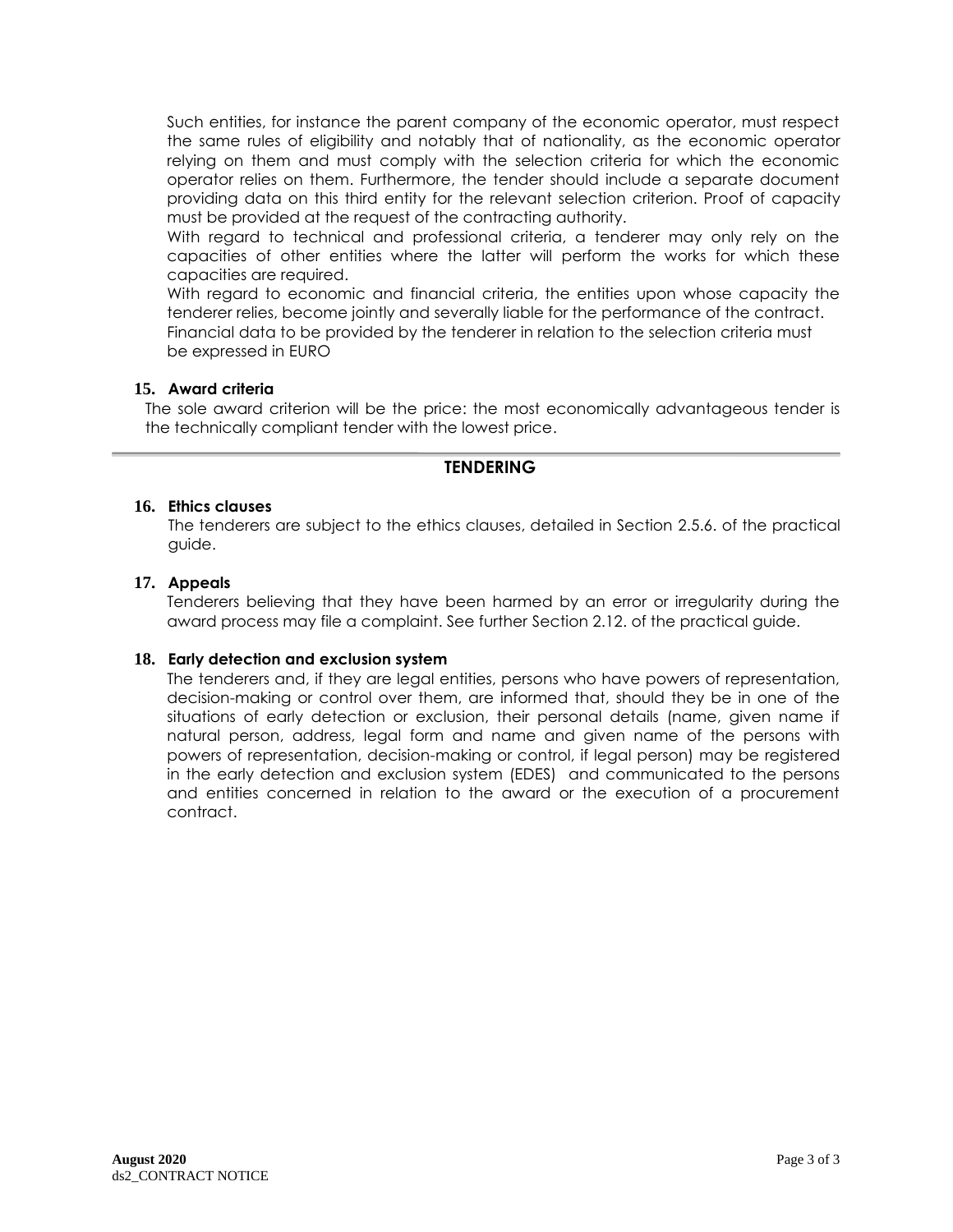Such entities, for instance the parent company of the economic operator, must respect the same rules of eligibility and notably that of nationality, as the economic operator relying on them and must comply with the selection criteria for which the economic operator relies on them. Furthermore, the tender should include a separate document providing data on this third entity for the relevant selection criterion. Proof of capacity must be provided at the request of the contracting authority.

With regard to technical and professional criteria, a tenderer may only rely on the capacities of other entities where the latter will perform the works for which these capacities are required.

With regard to economic and financial criteria, the entities upon whose capacity the tenderer relies, become jointly and severally liable for the performance of the contract.

Financial data to be provided by the tenderer in relation to the selection criteria must be expressed in EURO

**15. Award criteria**

The sole award criterion will be the price: the most economically advantageous tender is the technically compliant tender with the lowest price.

## TENDERING

**16. Ethics clauses**

The tenderers are subject to the ethics clauses, detailed in Section 2.5.6. of the practical guide.

**17. Appeals**

Tenderers believing that they have been harmed by an error or irregularity during the award process may file a complaint. See further Section 2.12. of the practical guide.

**18. Early detection and exclusion system**

The tenderers and, if they are legal entities, persons who have powers of representation, decision-making or control over them, are informed that, should they be in one of the situations of early detection or exclusion, their personal details (name, given name if natural person, address, legal form and name and given name of the persons with powers of representation, decision-making or control, if legal person) may be registered in the early detection and exclusion system (EDES) and communicated to the persons and entities concerned in relation to the award or the execution of a procurement contract.